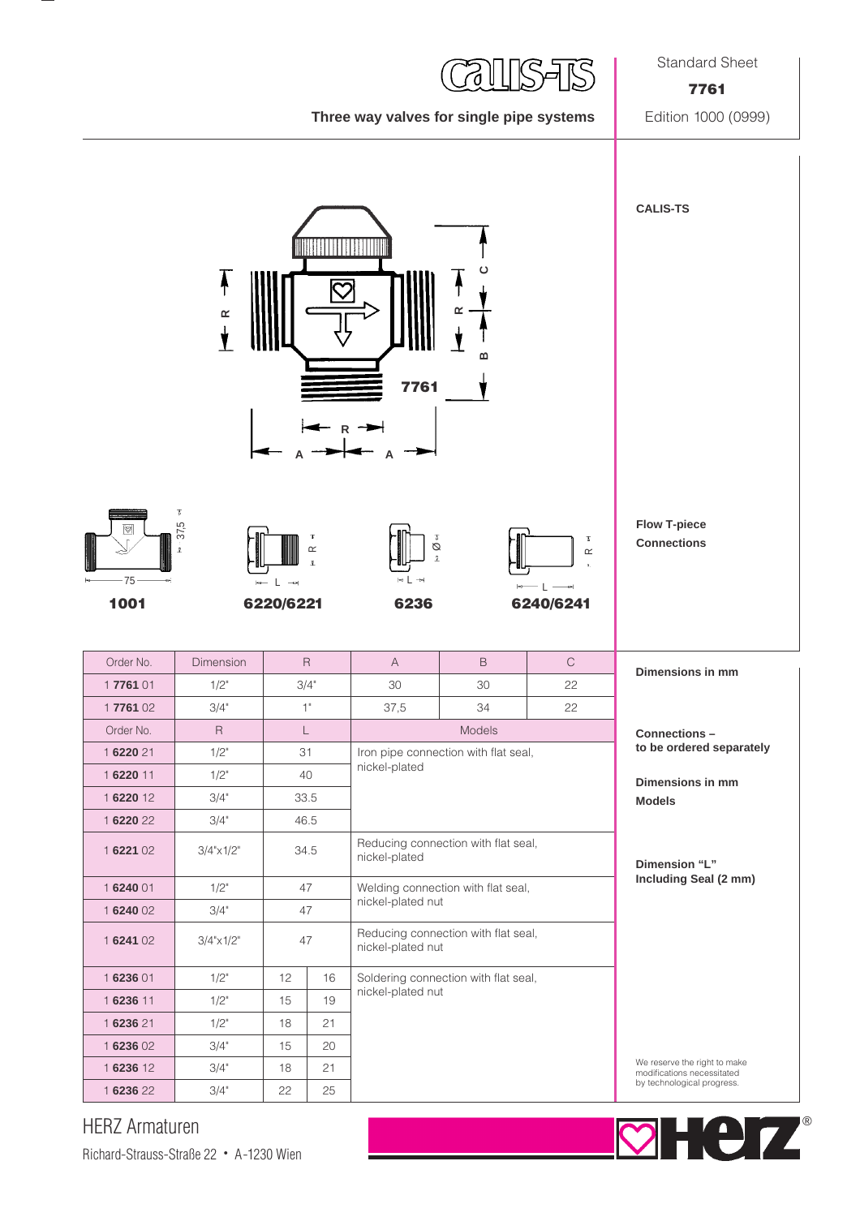# Three way valves for single pipe systems

Standard Sheet

**7761**

Edition 1000 (0999)

**CALIS-TS**

**Flow T-piece**
**Connections**

**1001** **6220/6221** **6236** **6240/6241**

**Dimensions in mm**

| Order No. | Dimension | R | | A | B | C |
|---|---|---|---|---|---|---|
| 1 **7761** 01 | 1/2" | 3/4" | | 30 | 30 | 22 |
| 1 **7761** 02 | 3/4" | 1" | | 37,5 | 34 | 22 |
| Order No. | R | L | | Models | | |
| 1 **6220** 21 | 1/2" | 31 | | Iron pipe connection with flat seal, nickel-plated | | |
| 1 **6220** 11 | 1/2" | 40 | | | | |
| 1 **6220** 12 | 3/4" | 33.5 | | | | |
| 1 **6220** 22 | 3/4" | 46.5 | | | | |
| 1 **6221** 02 | 3/4"x1/2" | 34.5 | | Reducing connection with flat seal, nickel-plated | | |
| 1 **6240** 01 | 1/2" | 47 | | Welding connection with flat seal, nickel-plated nut | | |
| 1 **6240** 02 | 3/4" | 47 | | | | |
| 1 **6241** 02 | 3/4"x1/2" | 47 | | Reducing connection with flat seal, nickel-plated nut | | |
| 1 **6236** 01 | 1/2" | 12 | 16 | Soldering connection with flat seal, nickel-plated nut | | |
| 1 **6236** 11 | 1/2" | 15 | 19 | | | |
| 1 **6236** 21 | 1/2" | 18 | 21 | | | |
| 1 **6236** 02 | 3/4" | 15 | 20 | | | |
| 1 **6236** 12 | 3/4" | 18 | 21 | | | |
| 1 **6236** 22 | 3/4" | 22 | 25 | | | |

**Connections – to be ordered separately**

**Dimensions in mm**

**Models**

**Dimension "L" Including Seal (2 mm)**

We reserve the right to make modifications necessitated by technological progress.

HERZ Armaturen
Richard-Strauss-Straße 22 • A-1230 Wien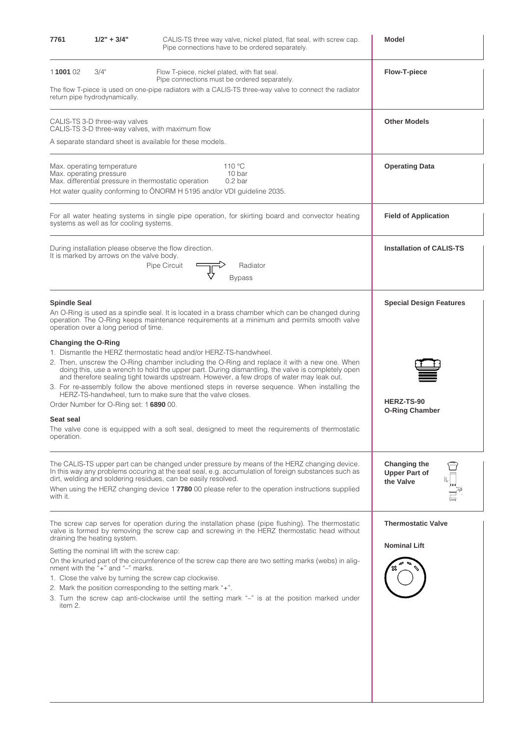| | | | |
|---|---|---|---|
| **7761** | **1/2" + 3/4"** | CALIS-TS three way valve, nickel plated, flat seal, with screw cap. Pipe connections have to be ordered separately. | **Model** |

## Flow-T-piece

1 **1001** 02 3/4" Flow T-piece, nickel plated, with flat seal. Pipe connections must be ordered separately.

The flow T-piece is used on one-pipe radiators with a CALIS-TS three-way valve to connect the radiator return pipe hydrodynamically.

## Other Models

CALIS-TS 3-D three-way valves
CALIS-TS 3-D three-way valves, with maximum flow

A separate standard sheet is available for these models.

## Operating Data

| | |
|---|---|
| Max. operating temperature | 110 °C |
| Max. operating pressure | 10 bar |
| Max. differential pressure in thermostatic operation | 0.2 bar |

Hot water quality conforming to ÖNORM H 5195 and/or VDI guideline 2035.

## Field of Application

For all water heating systems in single pipe operation, for skirting board and convector heating systems as well as for cooling systems.

## Installation of CALIS-TS

During installation please observe the flow direction.
It is marked by arrows on the valve body.

Pipe Circuit → Radiator
Bypass

## Special Design Features

### Spindle Seal

An O-Ring is used as a spindle seal. It is located in a brass chamber which can be changed during operation. The O-Ring keeps maintenance requirements at a minimum and permits smooth valve operation over a long period of time.

### Changing the O-Ring

1. Dismantle the HERZ thermostatic head and/or HERZ-TS-handwheel.
2. Then, unscrew the O-Ring chamber including the O-Ring and replace it with a new one. When doing this, use a wrench to hold the upper part. During dismantling, the valve is completely open and therefore sealing tight towards upstream. However, a few drops of water may leak out.
3. For re-assembly follow the above mentioned steps in reverse sequence. When installing the HERZ-TS-handwheel, turn to make sure that the valve closes.

Order Number for O-Ring set: 1 **6890** 00.

**HERZ-TS-90 O-Ring Chamber**

### Seat seal

The valve cone is equipped with a soft seal, designed to meet the requirements of thermostatic operation.

## Changing the Upper Part of the Valve

The CALIS-TS upper part can be changed under pressure by means of the HERZ changing device. In this way any problems occuring at the seat seal, e.g. accumulation of foreign substances such as dirt, welding and soldering residues, can be easily resolved.

When using the HERZ changing device 1 **7780** 00 please refer to the operation instructions supplied with it.

## Thermostatic Valve

The screw cap serves for operation during the installation phase (pipe flushing). The thermostatic valve is formed by removing the screw cap and screwing in the HERZ thermostatic head without draining the heating system.

## Nominal Lift

Setting the nominal lift with the screw cap:

On the knurled part of the circumference of the screw cap there are two setting marks (webs) in alignment with the "+" and "–" marks.

1. Close the valve by turning the screw cap clockwise.
2. Mark the position corresponding to the setting mark "+".
3. Turn the screw cap anti-clockwise until the setting mark "–" is at the position marked under item 2.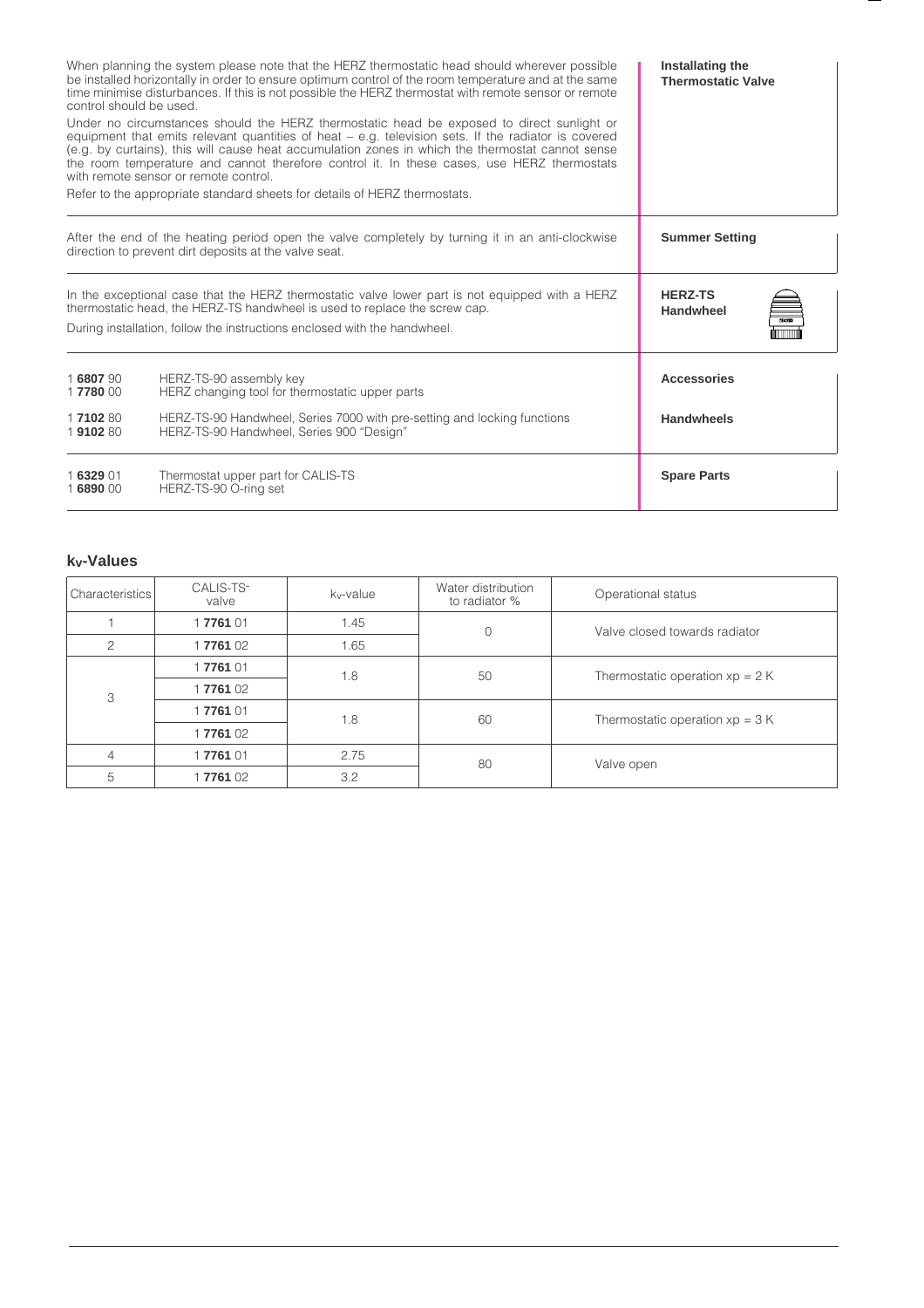## Installating the Thermostatic Valve

When planning the system please note that the HERZ thermostatic head should wherever possible be installed horizontally in order to ensure optimum control of the room temperature and at the same time minimise disturbances. If this is not possible the HERZ thermostat with remote sensor or remote control should be used.

Under no circumstances should the HERZ thermostatic head be exposed to direct sunlight or equipment that emits relevant quantities of heat – e.g. television sets. If the radiator is covered (e.g. by curtains), this will cause heat accumulation zones in which the thermostat cannot sense the room temperature and cannot therefore control it. In these cases, use HERZ thermostats with remote sensor or remote control.

Refer to the appropriate standard sheets for details of HERZ thermostats.

## Summer Setting

After the end of the heating period open the valve completely by turning it in an anti-clockwise direction to prevent dirt deposits at the valve seat.

## HERZ-TS Handwheel

In the exceptional case that the HERZ thermostatic valve lower part is not equipped with a HERZ thermostatic head, the HERZ-TS handwheel is used to replace the screw cap.

During installation, follow the instructions enclosed with the handwheel.

## Accessories

1 **6807** 90 HERZ-TS-90 assembly key
1 **7780** 00 HERZ changing tool for thermostatic upper parts

## Handwheels

1 **7102** 80 HERZ-TS-90 Handwheel, Series 7000 with pre-setting and locking functions
1 **9102** 80 HERZ-TS-90 Handwheel, Series 900 "Design"

## Spare Parts

1 **6329** 01 Thermostat upper part for CALIS-TS
1 **6890** 00 HERZ-TS-90 O-ring set

## $k_v$-Values

| Characteristics | CALIS-TS-valve | $k_v$-value | Water distribution to radiator % | Operational status |
|---|---|---|---|---|
| 1 | 1 **7761** 01 | 1.45 | 0 | Valve closed towards radiator |
| 2 | 1 **7761** 02 | 1.65 | | |
| 3 | 1 **7761** 01 | 1.8 | 50 | Thermostatic operation xp = 2 K |
| | 1 **7761** 02 | | | |
| | 1 **7761** 01 | 1.8 | 60 | Thermostatic operation xp = 3 K |
| | 1 **7761** 02 | | | |
| 4 | 1 **7761** 01 | 2.75 | 80 | Valve open |
| 5 | 1 **7761** 02 | 3.2 | | |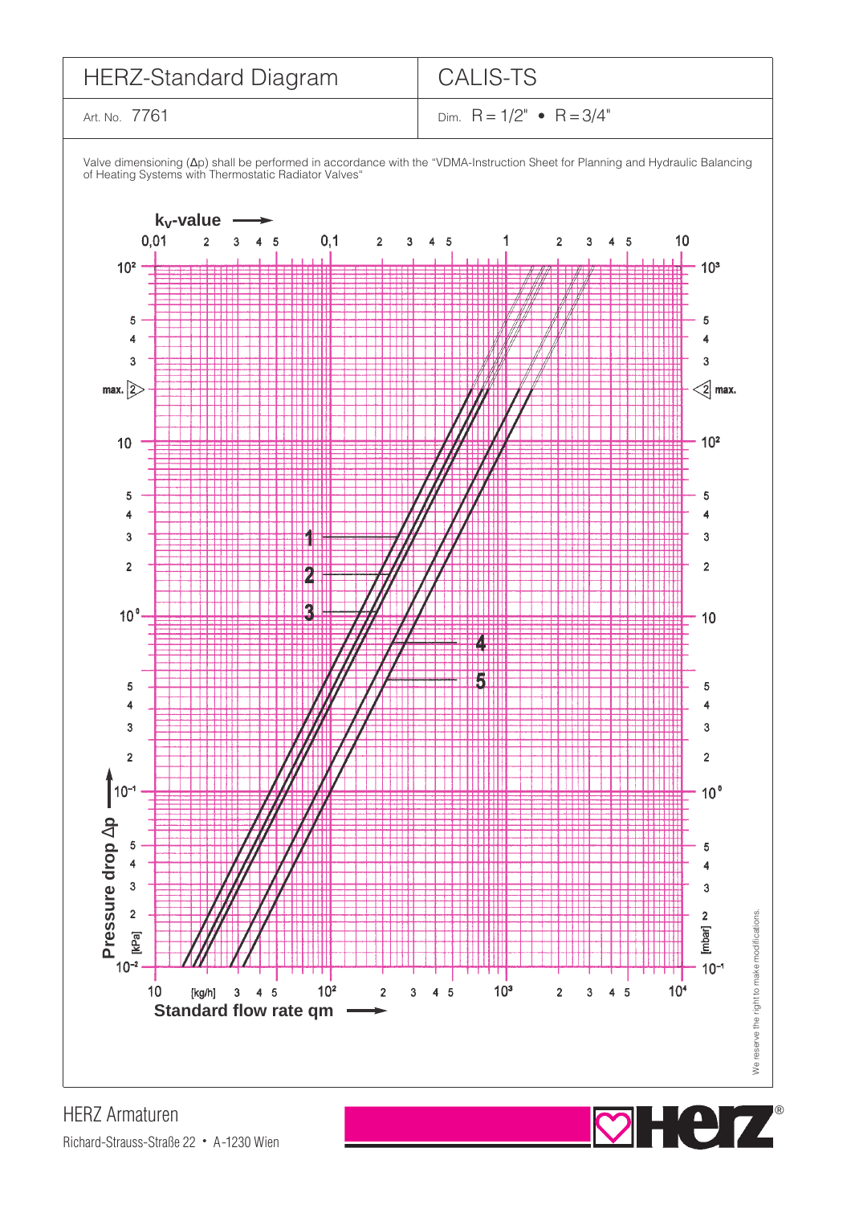# HERZ-Standard Diagram

## CALIS-TS

Art. No. 7761

Dim. R = 1/2" • R = 3/4"

Valve dimensioning (Δp) shall be performed in accordance with the "VDMA-Instruction Sheet for Planning and Hydraulic Balancing of Heating Systems with Thermostatic Radiator Valves"

$k_v$-value →

0,01 2 3 4 5 0,1 2 3 4 5 1 2 3 4 5 10

$10^2$ 5 4 3 max. 2 10 5 4 3 2 $10^0$ 5 4 3 2 $10^{-1}$ 5 4 3 2 $10^{-2}$

$10^3$ 5 4 3 2 max. $10^2$ 5 4 3 2 10 5 4 3 2 $10^0$ 5 4 3 2 $10^{-1}$

1 2 3 4 5

Pressure drop Δp [kPa]

[mbar]

10 [kg/h] 3 4 5 $10^2$ 2 3 4 5 $10^3$ 2 3 4 5 $10^4$

Standard flow rate qm →

We reserve the right to make modifications.

HERZ Armaturen

Richard-Strauss-Straße 22 • A-1230 Wien